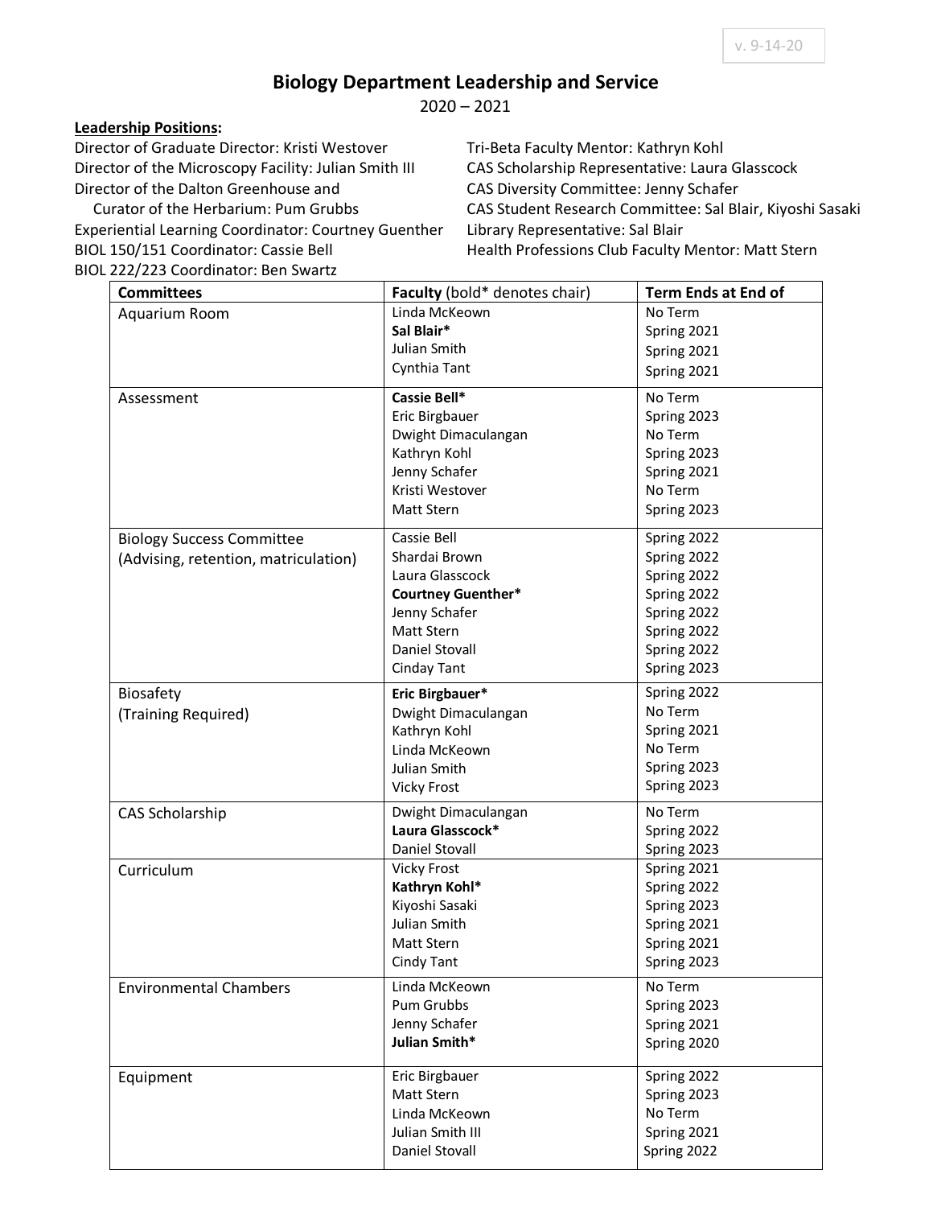v. 9-14-20

# Biology Department Leadership and Service

2020 – 2021

**Leadership Positions:**

Director of Graduate Director: Kristi Westover
Director of the Microscopy Facility: Julian Smith III
Director of the Dalton Greenhouse and
  Curator of the Herbarium: Pum Grubbs
Experiential Learning Coordinator: Courtney Guenther
BIOL 150/151 Coordinator: Cassie Bell
BIOL 222/223 Coordinator: Ben Swartz

Tri-Beta Faculty Mentor: Kathryn Kohl
CAS Scholarship Representative: Laura Glasscock
CAS Diversity Committee: Jenny Schafer
CAS Student Research Committee: Sal Blair, Kiyoshi Sasaki
Library Representative: Sal Blair
Health Professions Club Faculty Mentor: Matt Stern

| Committees | Faculty (bold* denotes chair) | Term Ends at End of |
|---|---|---|
| Aquarium Room | Linda McKeown | No Term |
| | **Sal Blair*** | Spring 2021 |
| | Julian Smith | Spring 2021 |
| | Cynthia Tant | Spring 2021 |
| Assessment | **Cassie Bell*** | No Term |
| | Eric Birgbauer | Spring 2023 |
| | Dwight Dimaculangan | No Term |
| | Kathryn Kohl | Spring 2023 |
| | Jenny Schafer | Spring 2021 |
| | Kristi Westover | No Term |
| | Matt Stern | Spring 2023 |
| Biology Success Committee (Advising, retention, matriculation) | Cassie Bell | Spring 2022 |
| | Shardai Brown | Spring 2022 |
| | Laura Glasscock | Spring 2022 |
| | **Courtney Guenther*** | Spring 2022 |
| | Jenny Schafer | Spring 2022 |
| | Matt Stern | Spring 2022 |
| | Daniel Stovall | Spring 2022 |
| | Cinday Tant | Spring 2023 |
| Biosafety (Training Required) | **Eric Birgbauer*** | Spring 2022 |
| | Dwight Dimaculangan | No Term |
| | Kathryn Kohl | Spring 2021 |
| | Linda McKeown | No Term |
| | Julian Smith | Spring 2023 |
| | Vicky Frost | Spring 2023 |
| CAS Scholarship | Dwight Dimaculangan | No Term |
| | **Laura Glasscock*** | Spring 2022 |
| | Daniel Stovall | Spring 2023 |
| Curriculum | Vicky Frost | Spring 2021 |
| | **Kathryn Kohl*** | Spring 2022 |
| | Kiyoshi Sasaki | Spring 2023 |
| | Julian Smith | Spring 2021 |
| | Matt Stern | Spring 2021 |
| | Cindy Tant | Spring 2023 |
| Environmental Chambers | Linda McKeown | No Term |
| | Pum Grubbs | Spring 2023 |
| | Jenny Schafer | Spring 2021 |
| | **Julian Smith*** | Spring 2020 |
| Equipment | Eric Birgbauer | Spring 2022 |
| | Matt Stern | Spring 2023 |
| | Linda McKeown | No Term |
| | Julian Smith III | Spring 2021 |
| | Daniel Stovall | Spring 2022 |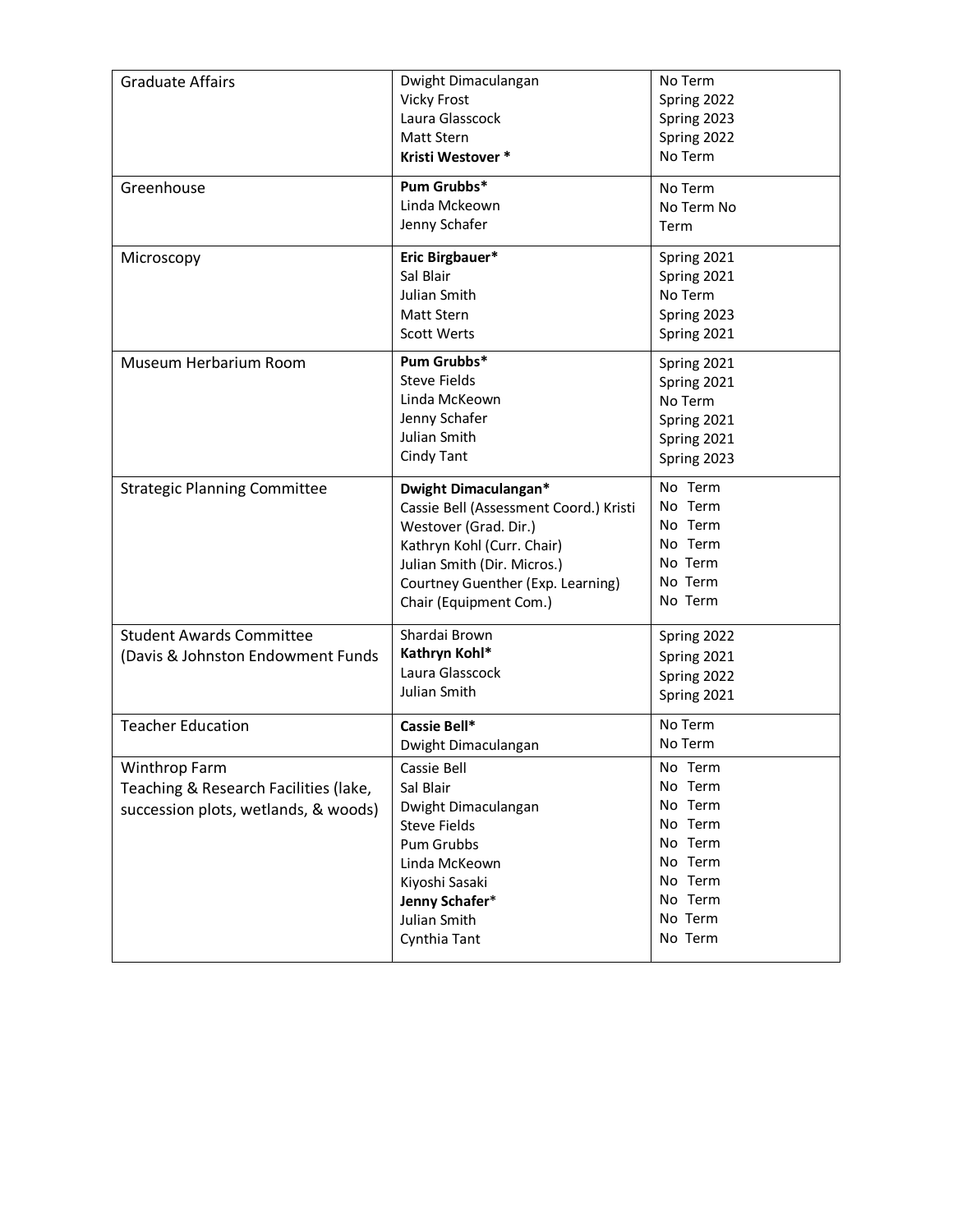| | | |
|---|---|---|
| Graduate Affairs | Dwight Dimaculangan<br>Vicky Frost<br>Laura Glasscock<br>Matt Stern<br>**Kristi Westover *** | No Term<br>Spring 2022<br>Spring 2023<br>Spring 2022<br>No Term |
| Greenhouse | **Pum Grubbs***<br>Linda Mckeown<br>Jenny Schafer | No Term<br>No Term No<br>Term |
| Microscopy | **Eric Birgbauer***<br>Sal Blair<br>Julian Smith<br>Matt Stern<br>Scott Werts | Spring 2021<br>Spring 2021<br>No Term<br>Spring 2023<br>Spring 2021 |
| Museum Herbarium Room | **Pum Grubbs***<br>Steve Fields<br>Linda McKeown<br>Jenny Schafer<br>Julian Smith<br>Cindy Tant | Spring 2021<br>Spring 2021<br>No Term<br>Spring 2021<br>Spring 2021<br>Spring 2023 |
| Strategic Planning Committee | **Dwight Dimaculangan***<br>Cassie Bell (Assessment Coord.) Kristi Westover (Grad. Dir.)<br>Kathryn Kohl (Curr. Chair)<br>Julian Smith (Dir. Micros.)<br>Courtney Guenther (Exp. Learning)<br>Chair (Equipment Com.) | No Term<br>No Term<br>No Term<br>No Term<br>No Term<br>No Term<br>No Term |
| Student Awards Committee<br>(Davis & Johnston Endowment Funds | Shardai Brown<br>**Kathryn Kohl***<br>Laura Glasscock<br>Julian Smith | Spring 2022<br>Spring 2021<br>Spring 2022<br>Spring 2021 |
| Teacher Education | **Cassie Bell***<br>Dwight Dimaculangan | No Term<br>No Term |
| Winthrop Farm<br>Teaching & Research Facilities (lake, succession plots, wetlands, & woods) | Cassie Bell<br>Sal Blair<br>Dwight Dimaculangan<br>Steve Fields<br>Pum Grubbs<br>Linda McKeown<br>Kiyoshi Sasaki<br>**Jenny Schafer***<br>Julian Smith<br>Cynthia Tant | No Term<br>No Term<br>No Term<br>No Term<br>No Term<br>No Term<br>No Term<br>No Term<br>No Term<br>No Term |